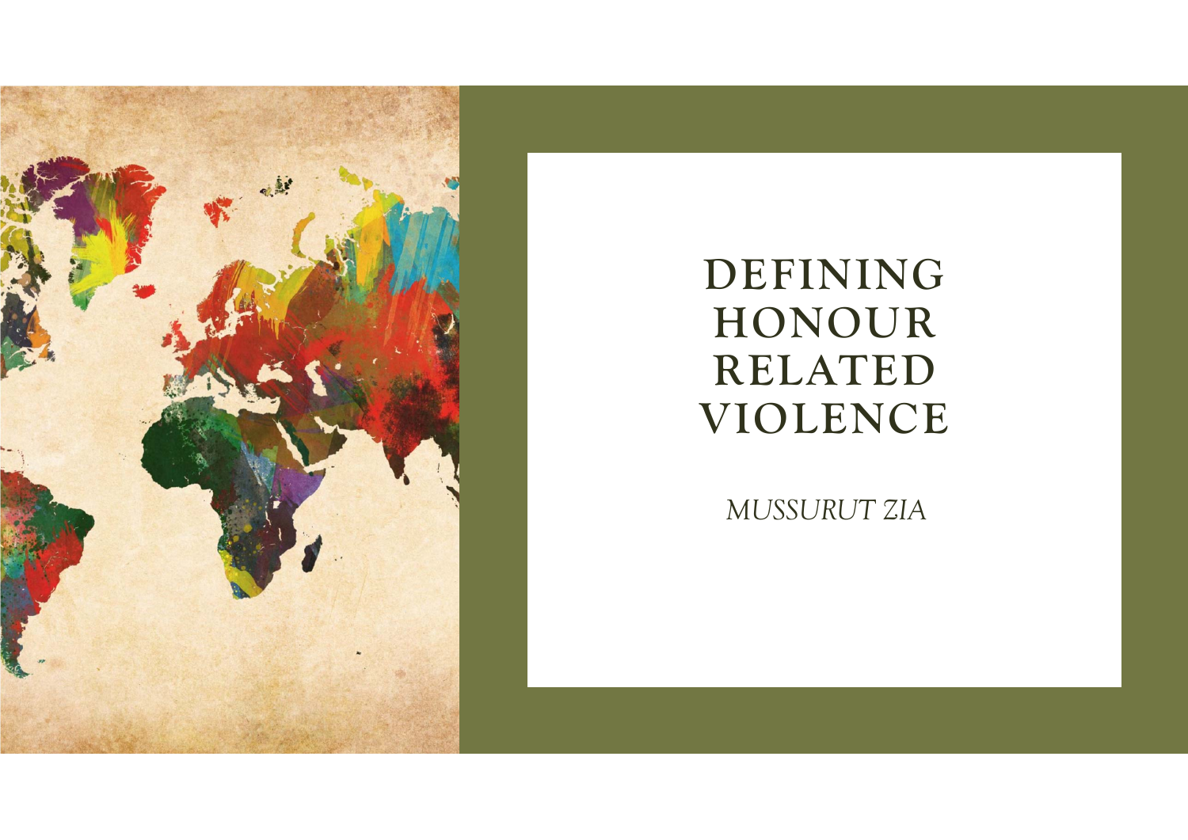# DEFINING HONOUR RELATED VIOLENCE

*MUSSURUT ZIA*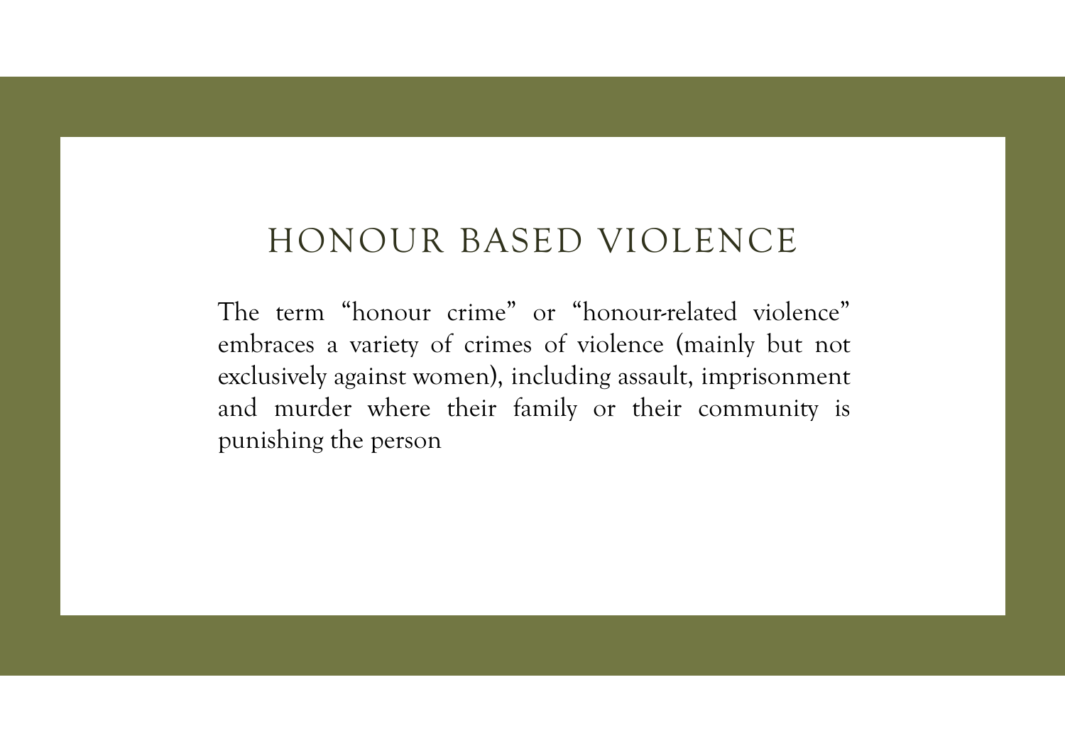# HONOUR BASED VIOLENCE

The term “honour crime” or “honour-related violence” embraces a variety of crimes of violence (mainly but not exclusively against women), including assault, imprisonment and murder where their family or their community is punishing the person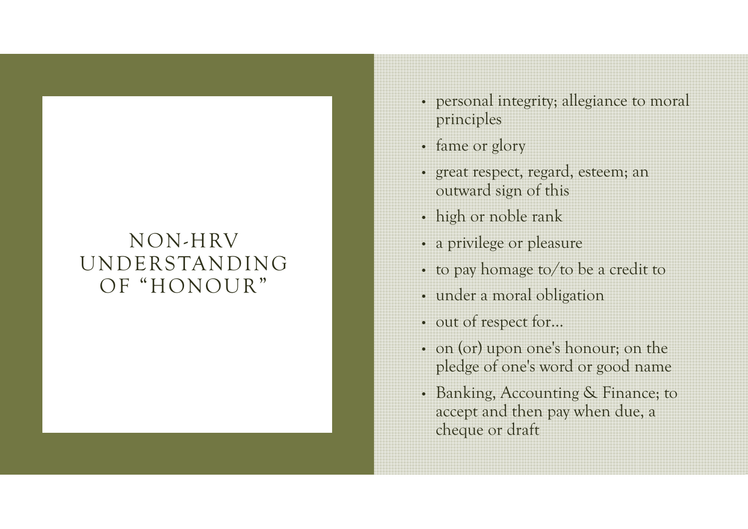# NON-HRV UNDERSTANDING OF "HONOUR"

- personal integrity; allegiance to moral principles
- fame or glory
- great respect, regard, esteem; an outward sign of this
- high or noble rank
- a privilege or pleasure
- to pay homage to/to be a credit to
- under a moral obligation
- out of respect for…
- on (or) upon one's honour; on the pledge of one's word or good name
- Banking, Accounting & Finance; to accept and then pay when due, a cheque or draft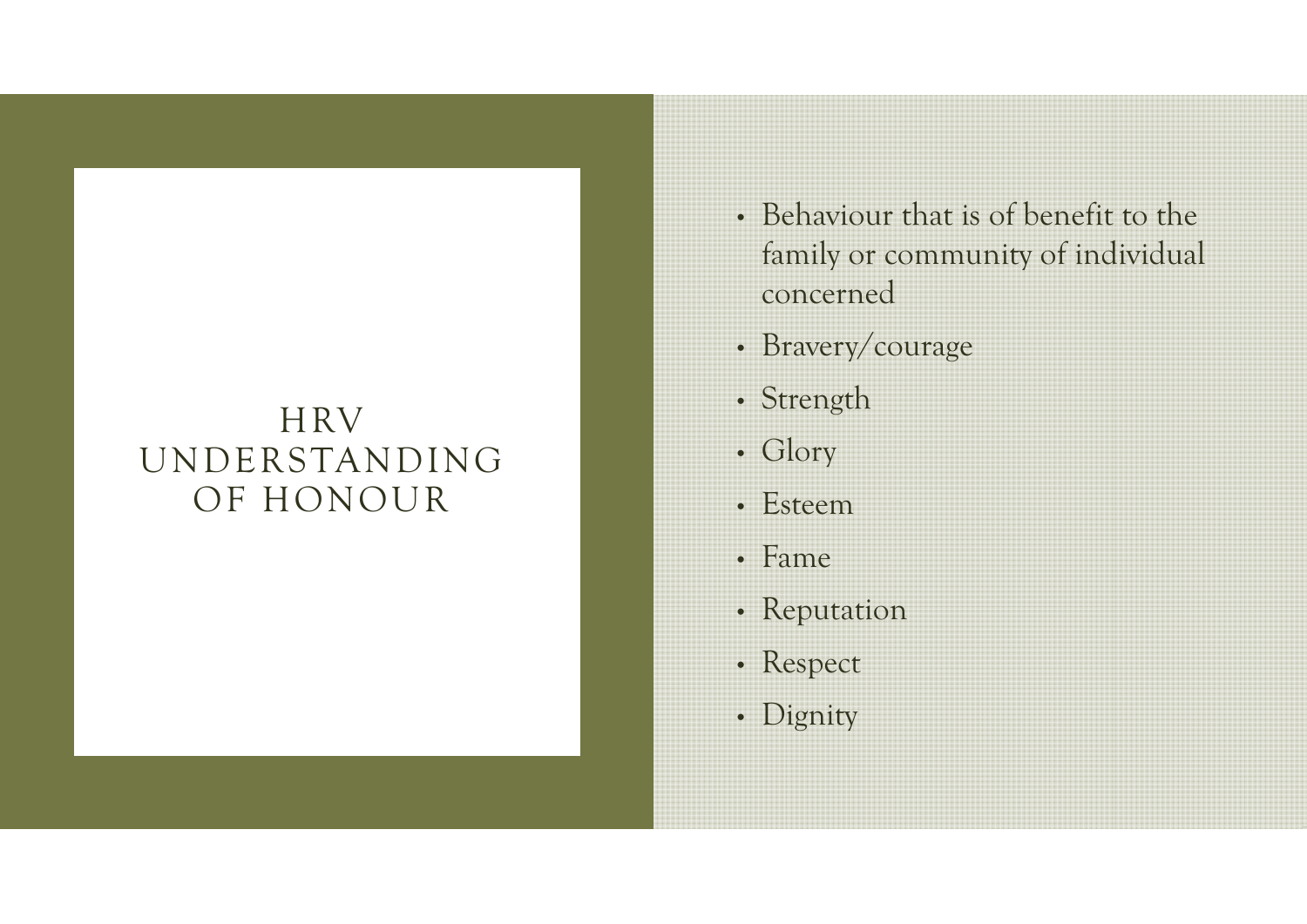# HRV UNDERSTANDING OF HONOUR

- Behaviour that is of benefit to the family or community of individual concerned
- Bravery/courage
- Strength
- Glory
- Esteem
- Fame
- Reputation
- Respect
- Dignity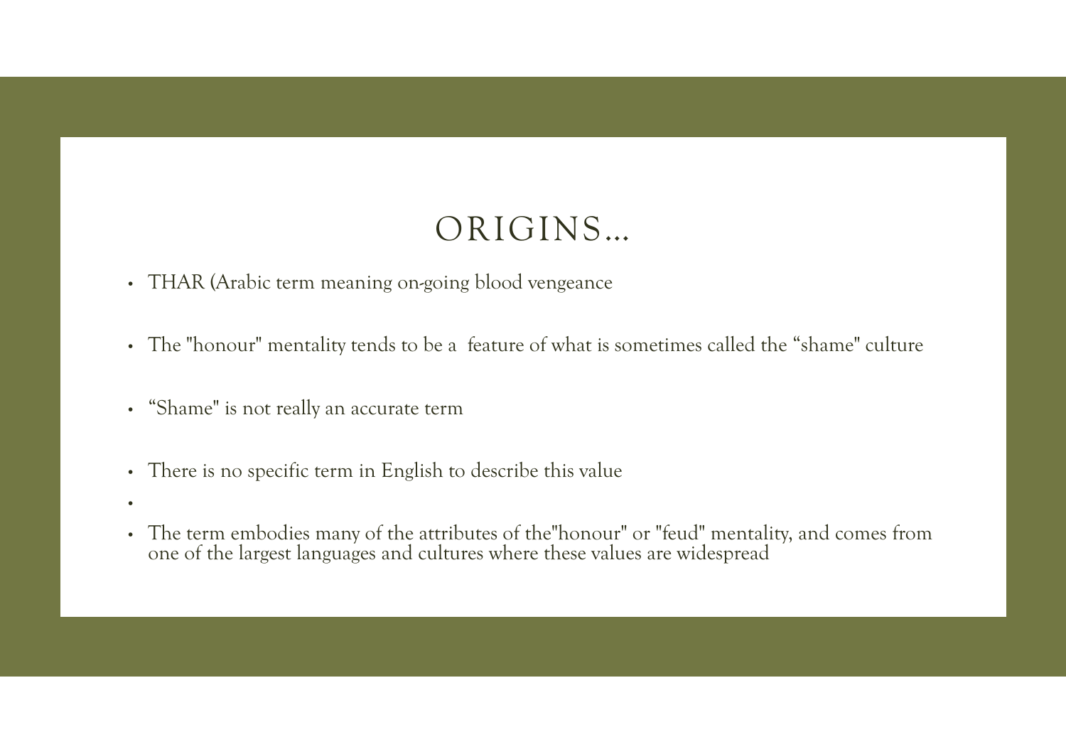# ORIGINS...

- THAR (Arabic term meaning on-going blood vengeance
- The "honour" mentality tends to be a feature of what is sometimes called the “shame" culture
- “Shame" is not really an accurate term
- There is no specific term in English to describe this value
- The term embodies many of the attributes of the"honour" or "feud" mentality, and comes from one of the largest languages and cultures where these values are widespread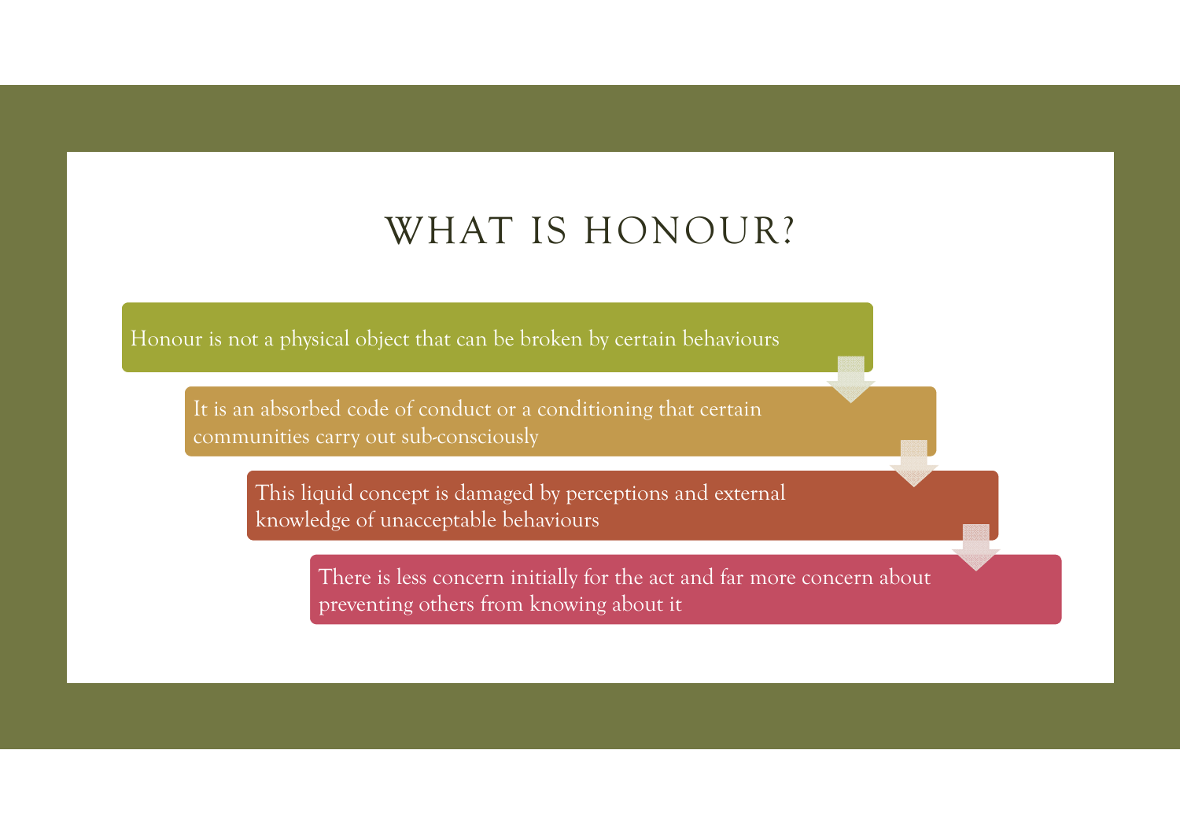# WHAT IS HONOUR?

- Honour is not a physical object that can be broken by certain behaviours
- It is an absorbed code of conduct or a conditioning that certain communities carry out sub-consciously
- This liquid concept is damaged by perceptions and external knowledge of unacceptable behaviours
- There is less concern initially for the act and far more concern about preventing others from knowing about it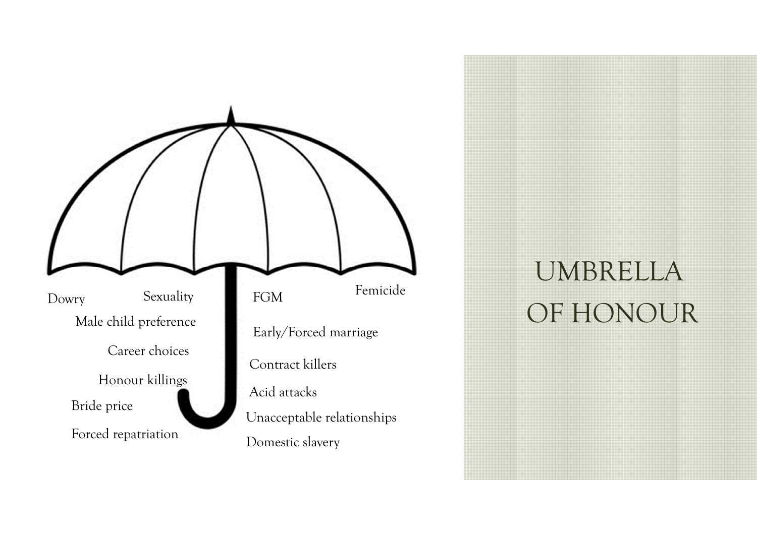# UMBRELLA OF HONOUR

- Dowry
- Sexuality
- Male child preference
- Career choices
- Honour killings
- Bride price
- Forced repatriation
- FGM
- Femicide
- Early/Forced marriage
- Contract killers
- Acid attacks
- Unacceptable relationships
- Domestic slavery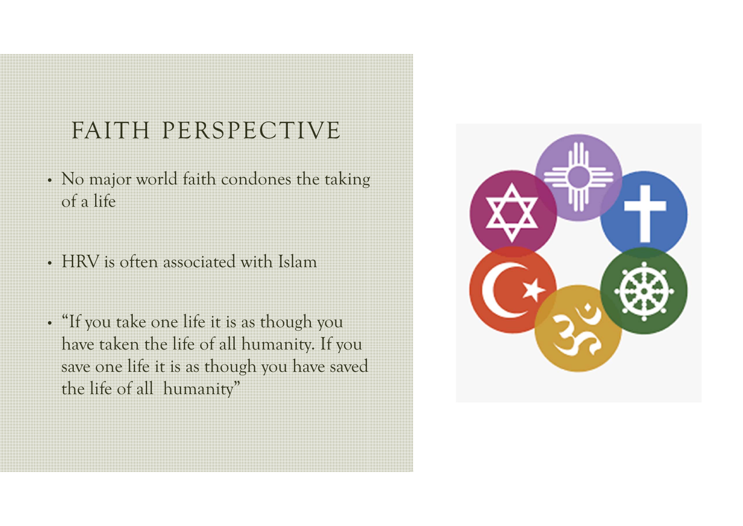# FAITH PERSPECTIVE

- No major world faith condones the taking of a life
- HRV is often associated with Islam
- "If you take one life it is as though you have taken the life of all humanity. If you save one life it is as though you have saved the life of all humanity"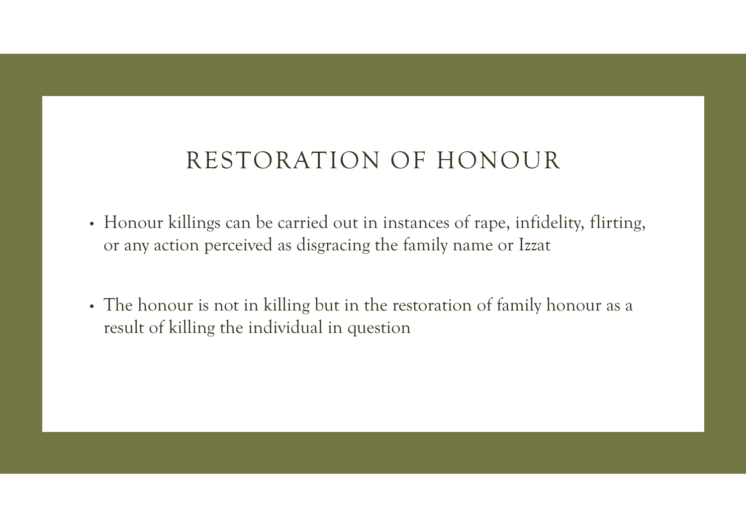# RESTORATION OF HONOUR

- Honour killings can be carried out in instances of rape, infidelity, flirting, or any action perceived as disgracing the family name or Izzat
- The honour is not in killing but in the restoration of family honour as a result of killing the individual in question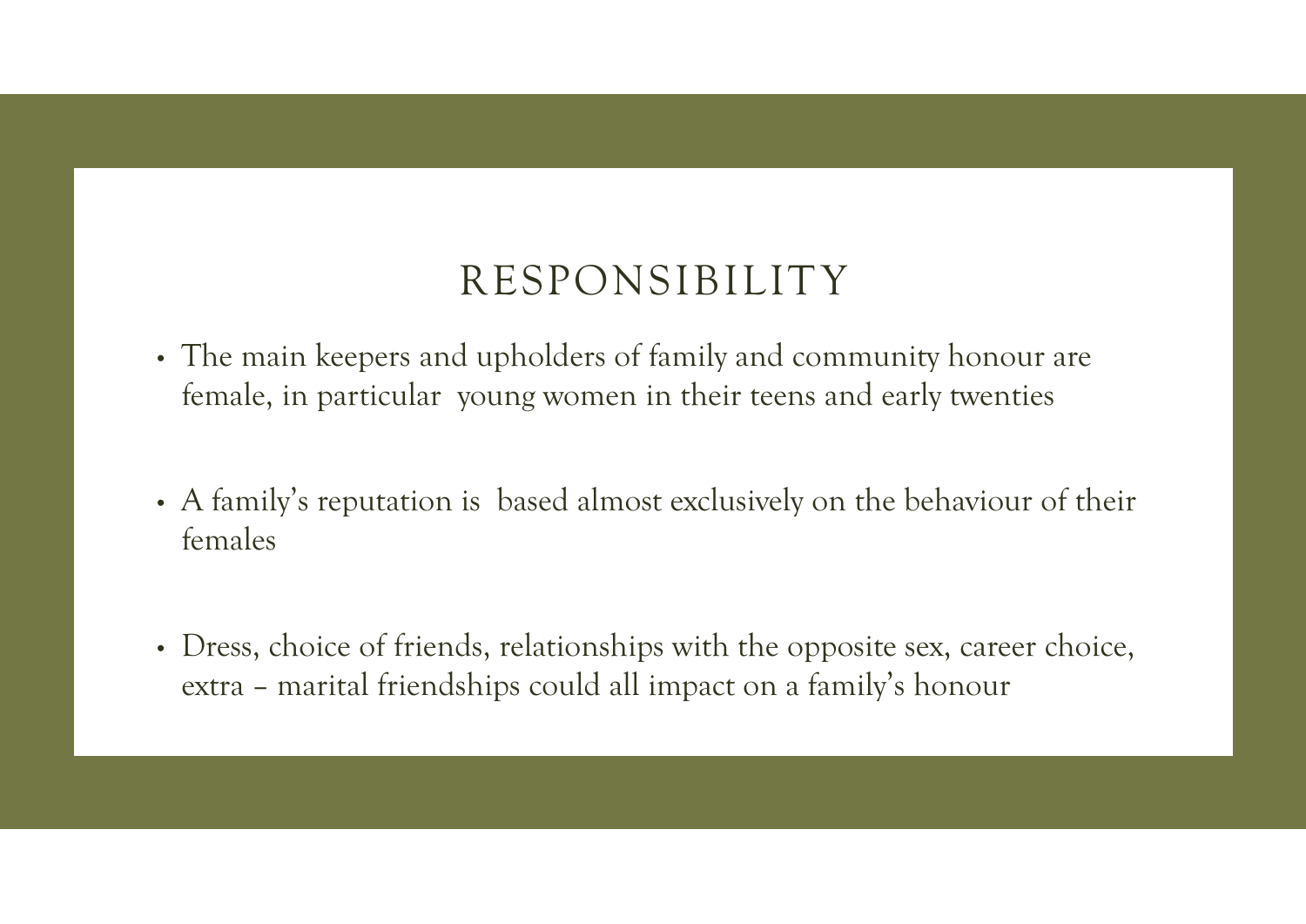# RESPONSIBILITY

- The main keepers and upholders of family and community honour are female, in particular young women in their teens and early twenties
- A family's reputation is based almost exclusively on the behaviour of their females
- Dress, choice of friends, relationships with the opposite sex, career choice, extra – marital friendships could all impact on a family's honour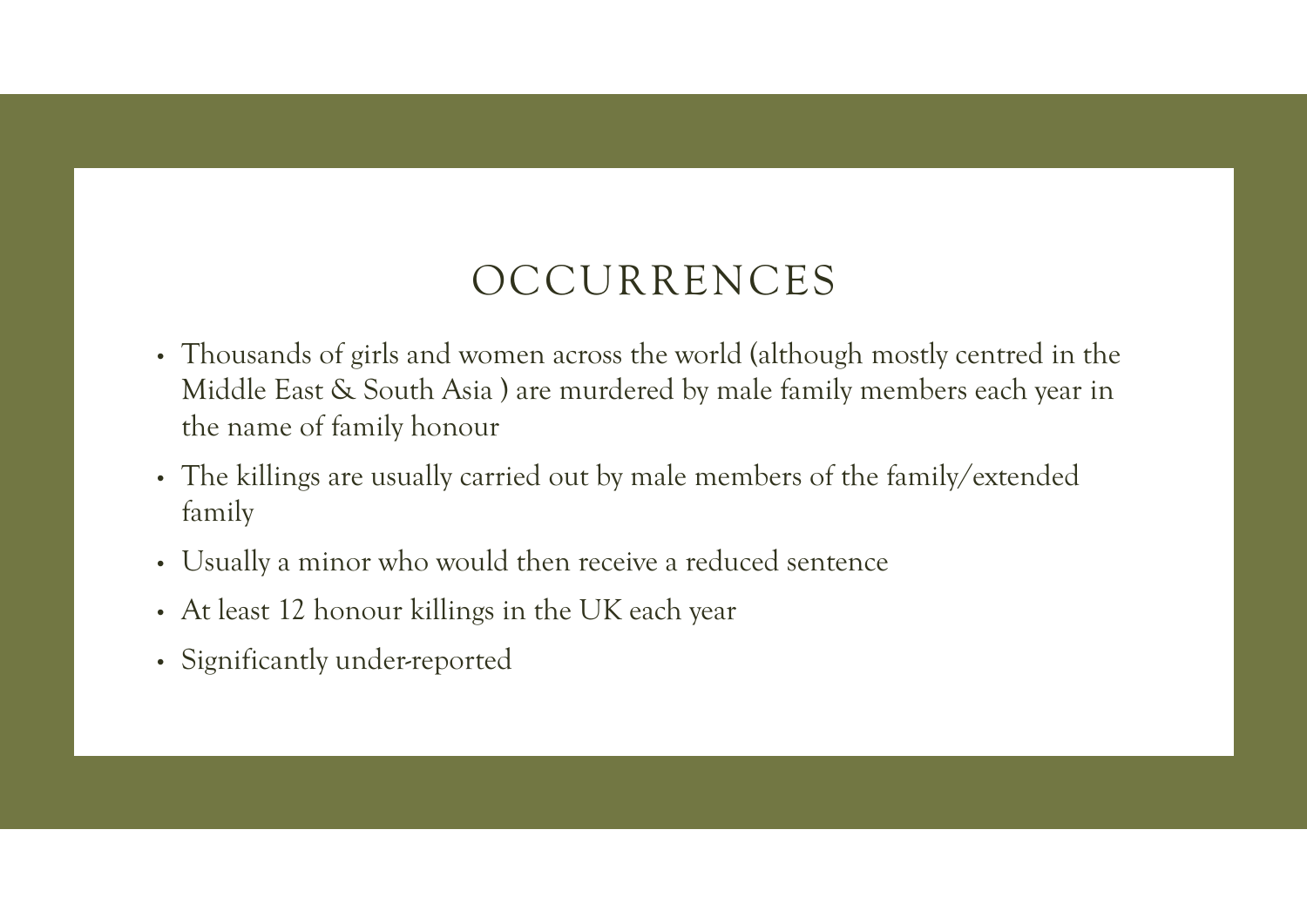# OCCURRENCES

- Thousands of girls and women across the world (although mostly centred in the Middle East & South Asia ) are murdered by male family members each year in the name of family honour
- The killings are usually carried out by male members of the family/extended family
- Usually a minor who would then receive a reduced sentence
- At least 12 honour killings in the UK each year
- Significantly under-reported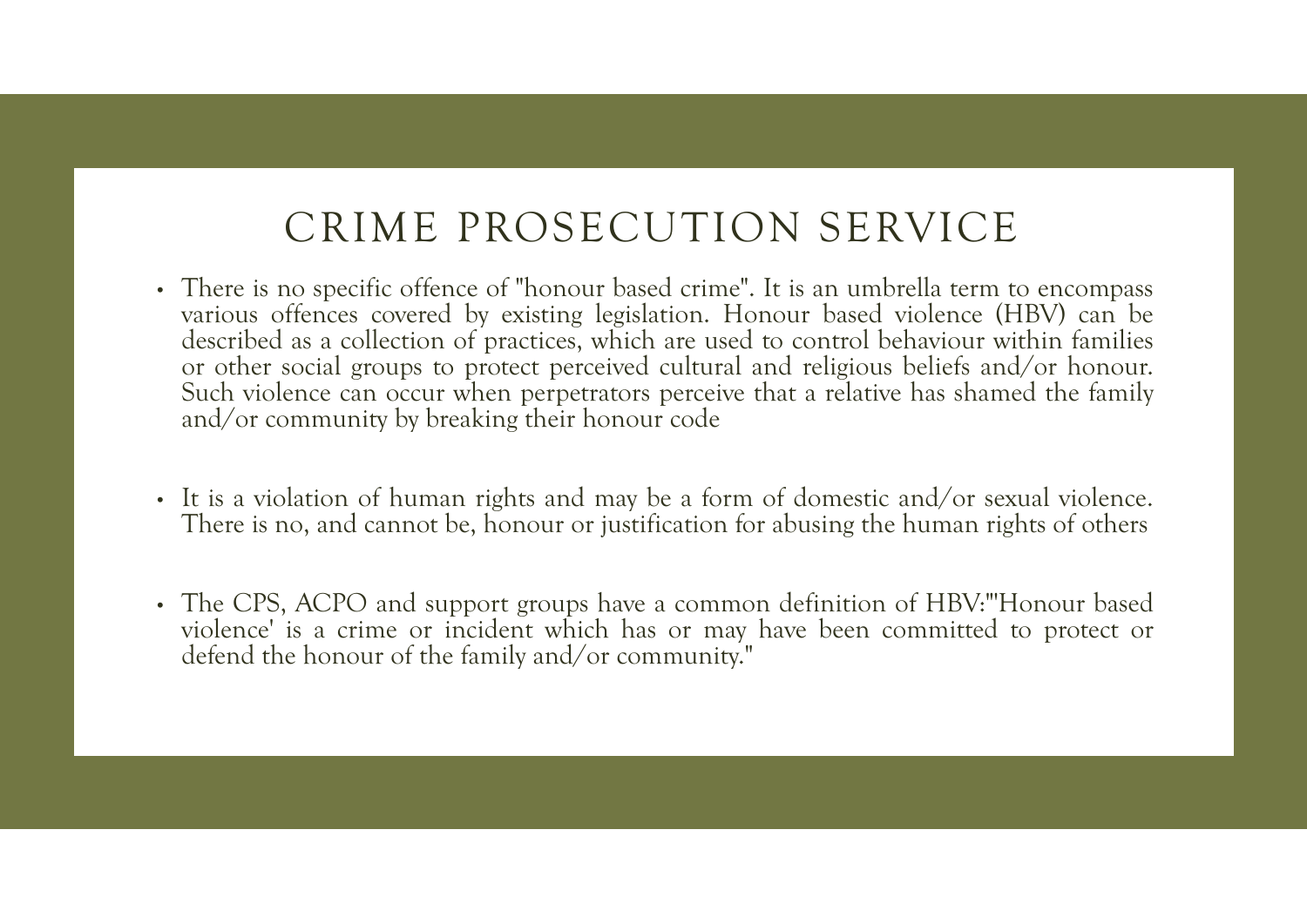# CRIME PROSECUTION SERVICE

- There is no specific offence of "honour based crime". It is an umbrella term to encompass various offences covered by existing legislation. Honour based violence (HBV) can be described as a collection of practices, which are used to control behaviour within families or other social groups to protect perceived cultural and religious beliefs and/or honour. Such violence can occur when perpetrators perceive that a relative has shamed the family and/or community by breaking their honour code

- It is a violation of human rights and may be a form of domestic and/or sexual violence. There is no, and cannot be, honour or justification for abusing the human rights of others

- The CPS, ACPO and support groups have a common definition of HBV:"'Honour based violence' is a crime or incident which has or may have been committed to protect or defend the honour of the family and/or community."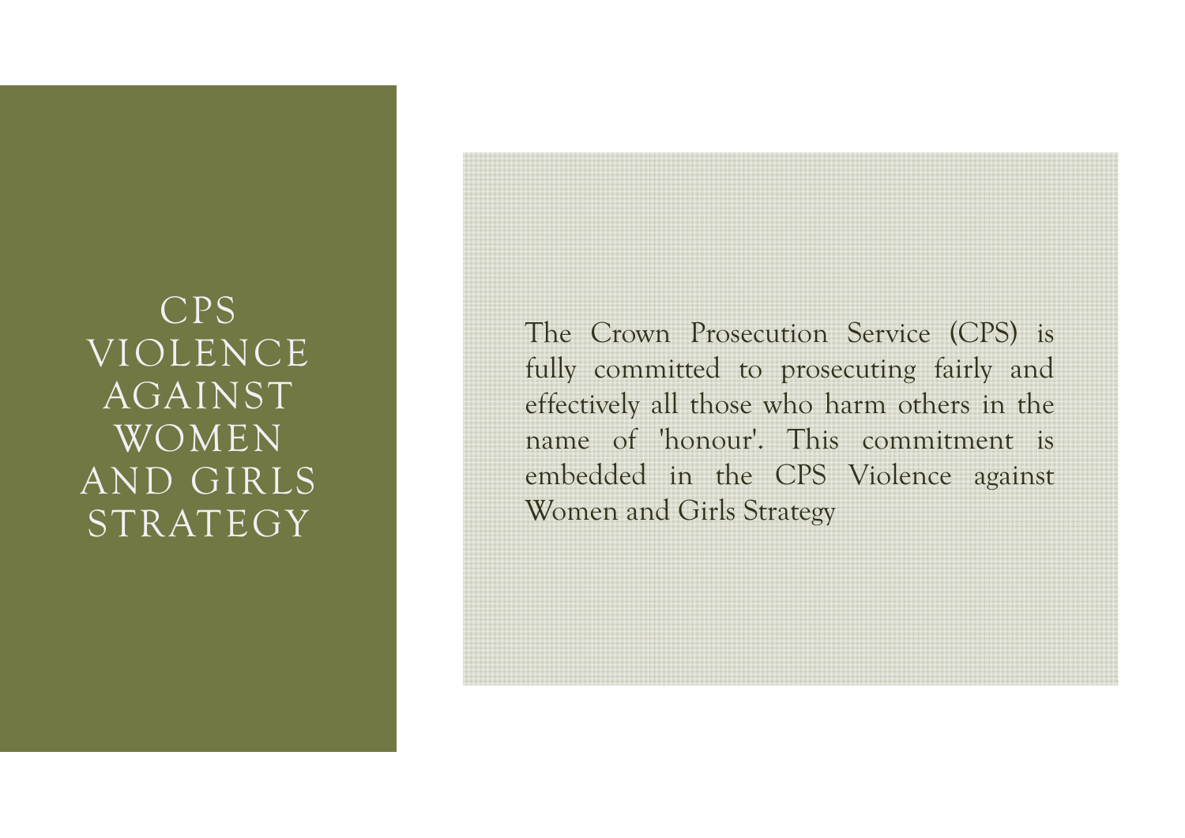# CPS VIOLENCE AGAINST WOMEN AND GIRLS STRATEGY

The Crown Prosecution Service (CPS) is fully committed to prosecuting fairly and effectively all those who harm others in the name of 'honour'. This commitment is embedded in the CPS Violence against Women and Girls Strategy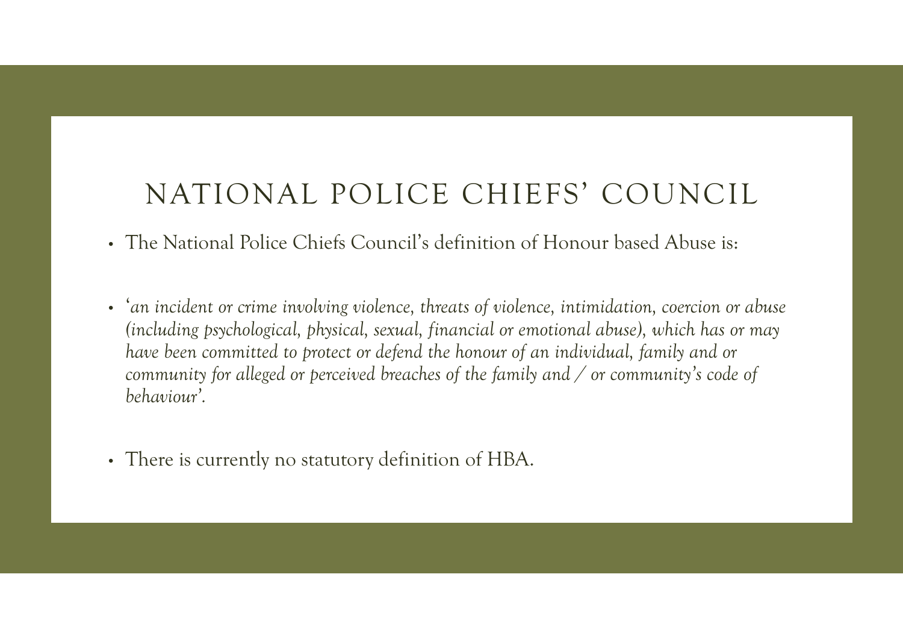# NATIONAL POLICE CHIEFS' COUNCIL

- The National Police Chiefs Council's definition of Honour based Abuse is:

- '*an incident or crime involving violence, threats of violence, intimidation, coercion or abuse (including psychological, physical, sexual, financial or emotional abuse), which has or may have been committed to protect or defend the honour of an individual, family and or community for alleged or perceived breaches of the family and / or community's code of behaviour*'.

- There is currently no statutory definition of HBA.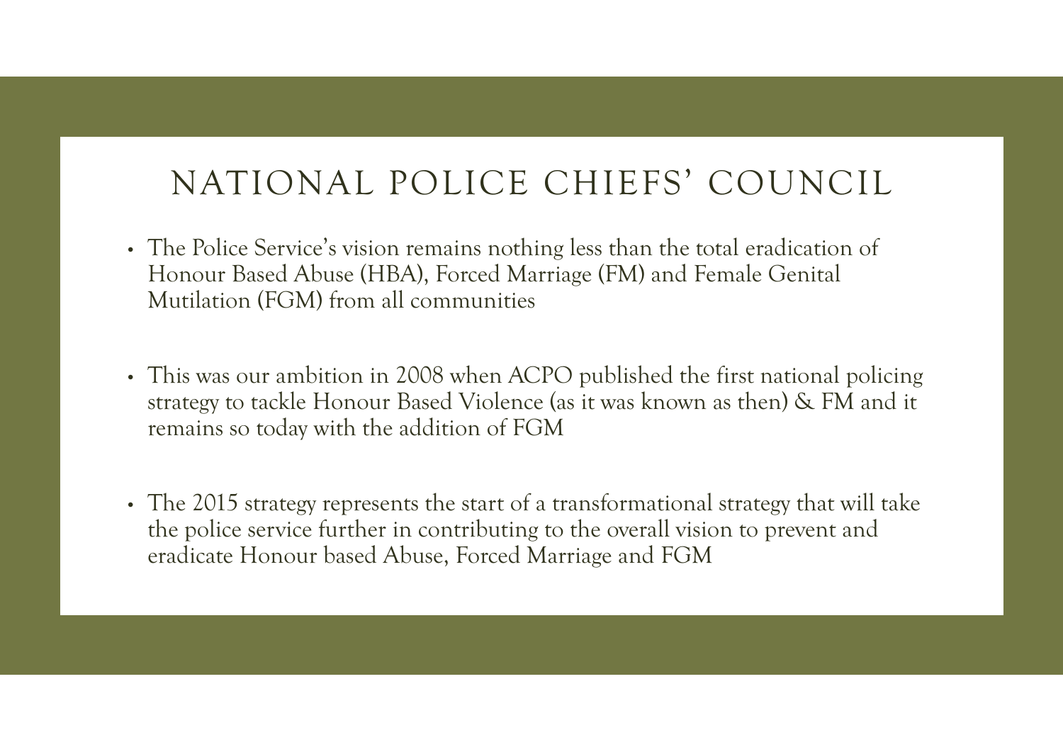# NATIONAL POLICE CHIEFS' COUNCIL

- The Police Service's vision remains nothing less than the total eradication of Honour Based Abuse (HBA), Forced Marriage (FM) and Female Genital Mutilation (FGM) from all communities
- This was our ambition in 2008 when ACPO published the first national policing strategy to tackle Honour Based Violence (as it was known as then) & FM and it remains so today with the addition of FGM
- The 2015 strategy represents the start of a transformational strategy that will take the police service further in contributing to the overall vision to prevent and eradicate Honour based Abuse, Forced Marriage and FGM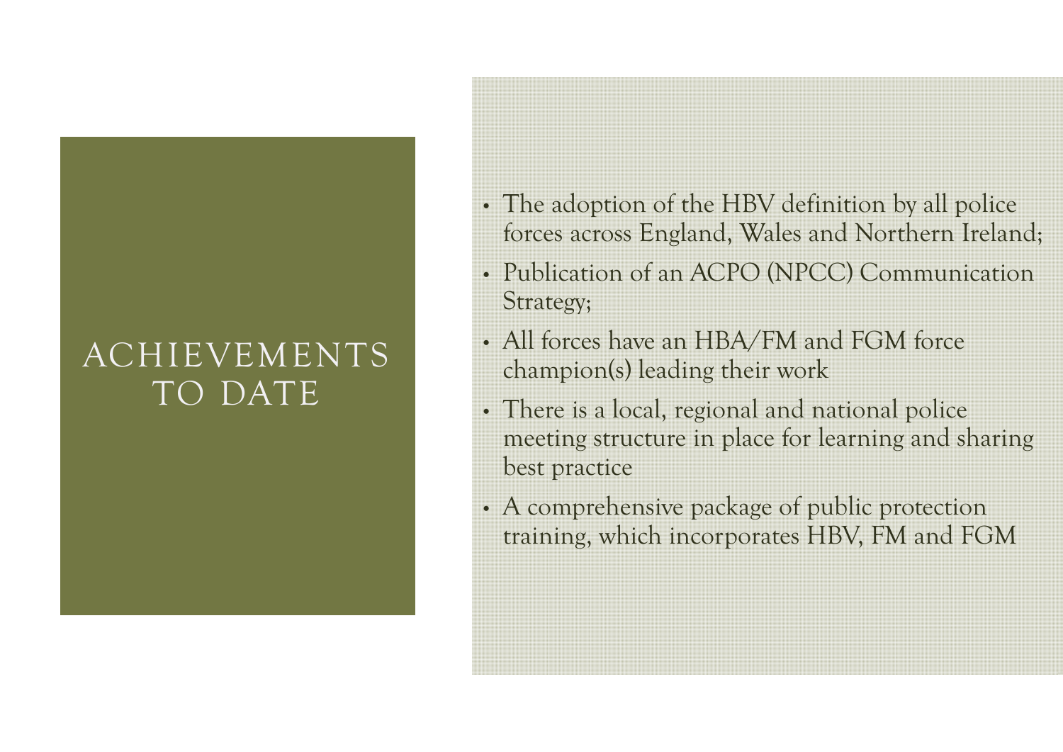# ACHIEVEMENTS TO DATE

- The adoption of the HBV definition by all police forces across England, Wales and Northern Ireland;
- Publication of an ACPO (NPCC) Communication Strategy;
- All forces have an HBA/FM and FGM force champion(s) leading their work
- There is a local, regional and national police meeting structure in place for learning and sharing best practice
- A comprehensive package of public protection training, which incorporates HBV, FM and FGM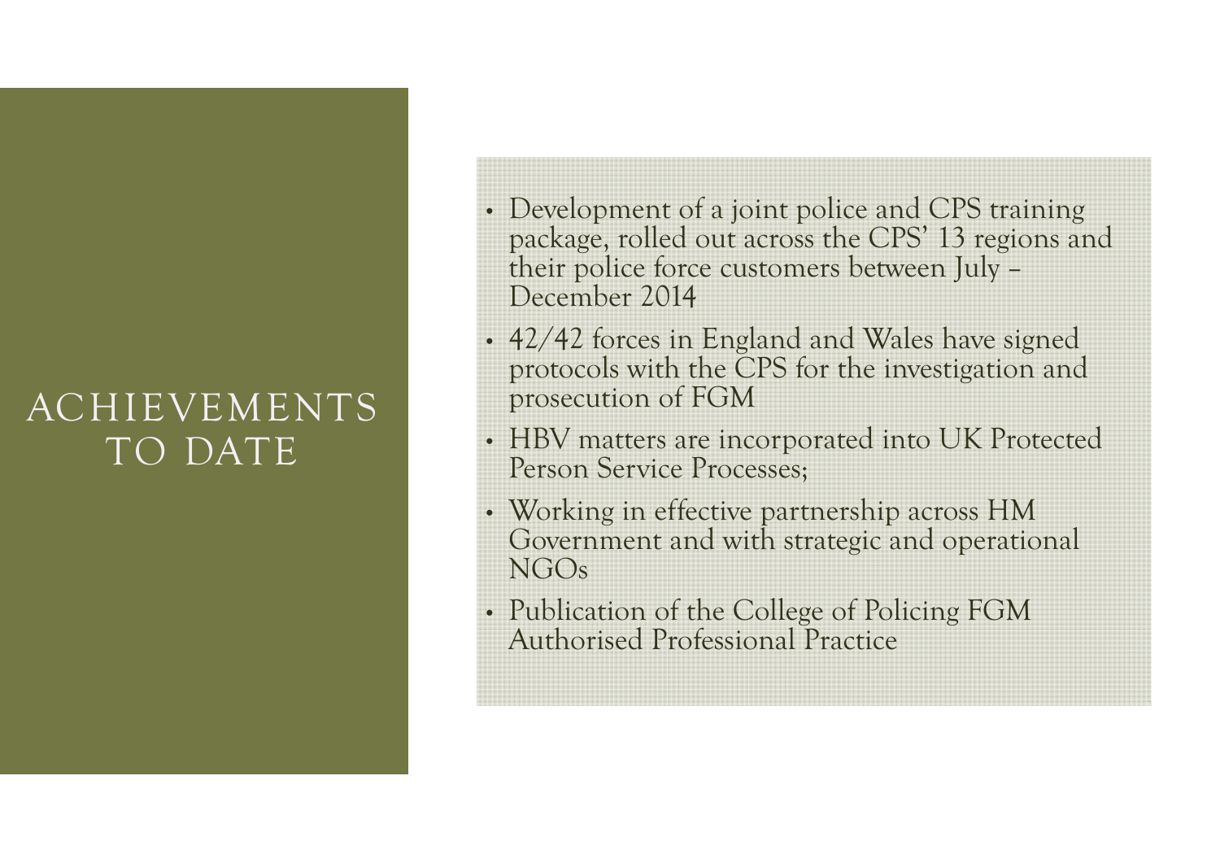# ACHIEVEMENTS TO DATE

- Development of a joint police and CPS training package, rolled out across the CPS' 13 regions and their police force customers between July – December 2014
- 42/42 forces in England and Wales have signed protocols with the CPS for the investigation and prosecution of FGM
- HBV matters are incorporated into UK Protected Person Service Processes;
- Working in effective partnership across HM Government and with strategic and operational NGOs
- Publication of the College of Policing FGM Authorised Professional Practice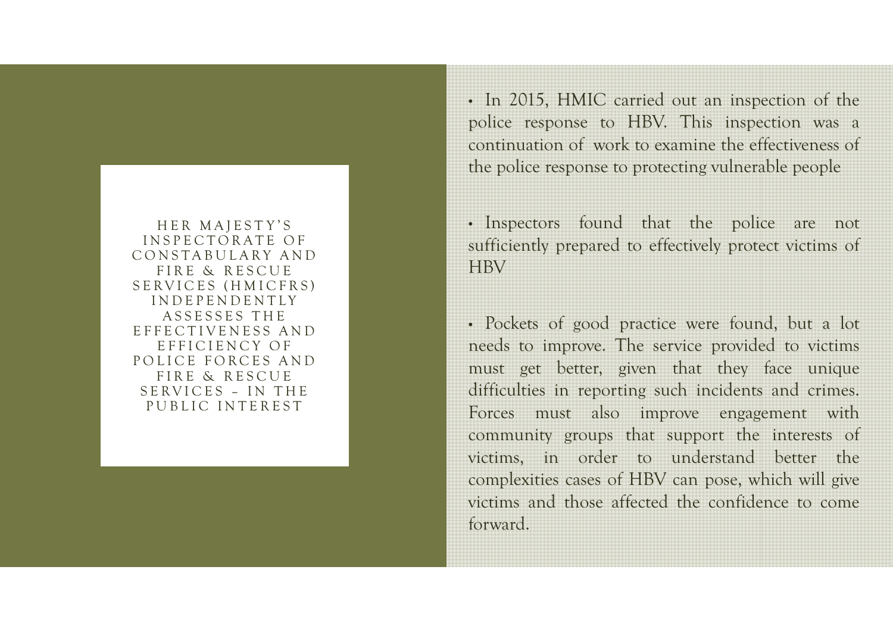HER MAJESTY'S INSPECTORATE OF CONSTABULARY AND FIRE & RESCUE SERVICES (HMICFRS) INDEPENDENTLY ASSESSES THE EFFECTIVENESS AND EFFICIENCY OF POLICE FORCES AND FIRE & RESCUE SERVICES – IN THE PUBLIC INTEREST

- In 2015, HMIC carried out an inspection of the police response to HBV. This inspection was a continuation of work to examine the effectiveness of the police response to protecting vulnerable people
- Inspectors found that the police are not sufficiently prepared to effectively protect victims of HBV
- Pockets of good practice were found, but a lot needs to improve. The service provided to victims must get better, given that they face unique difficulties in reporting such incidents and crimes. Forces must also improve engagement with community groups that support the interests of victims, in order to understand better the complexities cases of HBV can pose, which will give victims and those affected the confidence to come forward.